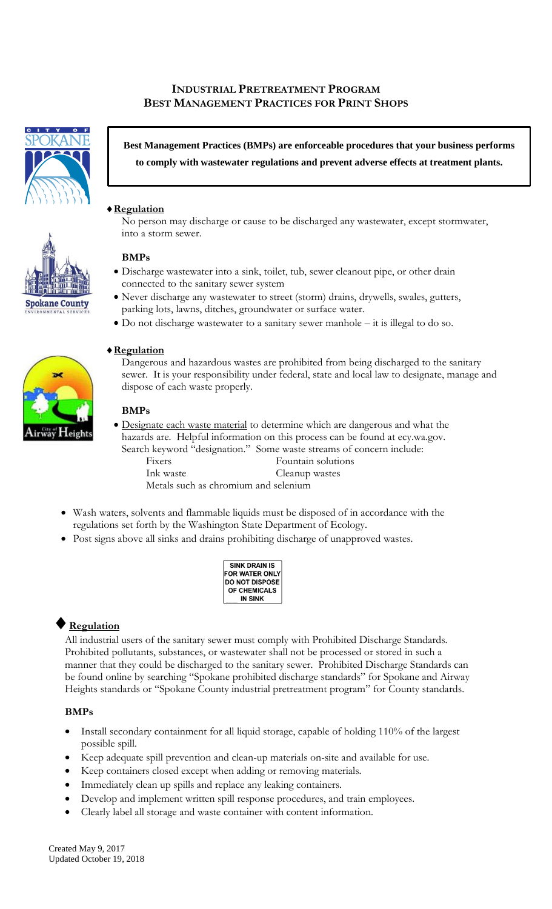# INDUSTRIAL PRETREATMENT PROGRAM
# BEST MANAGEMENT PRACTICES FOR PRINT SHOPS

**Best Management Practices (BMPs) are enforceable procedures that your business performs to comply with wastewater regulations and prevent adverse effects at treatment plants.**

## ♦ Regulation

No person may discharge or cause to be discharged any wastewater, except stormwater, into a storm sewer.

### BMPs

- Discharge wastewater into a sink, toilet, tub, sewer cleanout pipe, or other drain connected to the sanitary sewer system
- Never discharge any wastewater to street (storm) drains, drywells, swales, gutters, parking lots, lawns, ditches, groundwater or surface water.
- Do not discharge wastewater to a sanitary sewer manhole – it is illegal to do so.

## ♦ Regulation

Dangerous and hazardous wastes are prohibited from being discharged to the sanitary sewer. It is your responsibility under federal, state and local law to designate, manage and dispose of each waste properly.

### BMPs

- Designate each waste material to determine which are dangerous and what the hazards are. Helpful information on this process can be found at ecy.wa.gov. Search keyword "designation." Some waste streams of concern include:
  - Fixers
  - Fountain solutions
  - Ink waste
  - Cleanup wastes
  - Metals such as chromium and selenium
- Wash waters, solvents and flammable liquids must be disposed of in accordance with the regulations set forth by the Washington State Department of Ecology.
- Post signs above all sinks and drains prohibiting discharge of unapproved wastes.

SINK DRAIN IS FOR WATER ONLY DO NOT DISPOSE OF CHEMICALS IN SINK

## ♦ Regulation

All industrial users of the sanitary sewer must comply with Prohibited Discharge Standards. Prohibited pollutants, substances, or wastewater shall not be processed or stored in such a manner that they could be discharged to the sanitary sewer. Prohibited Discharge Standards can be found online by searching "Spokane prohibited discharge standards" for Spokane and Airway Heights standards or "Spokane County industrial pretreatment program" for County standards.

### BMPs

- Install secondary containment for all liquid storage, capable of holding 110% of the largest possible spill.
- Keep adequate spill prevention and clean-up materials on-site and available for use.
- Keep containers closed except when adding or removing materials.
- Immediately clean up spills and replace any leaking containers.
- Develop and implement written spill response procedures, and train employees.
- Clearly label all storage and waste container with content information.

Created May 9, 2017
Updated October 19, 2018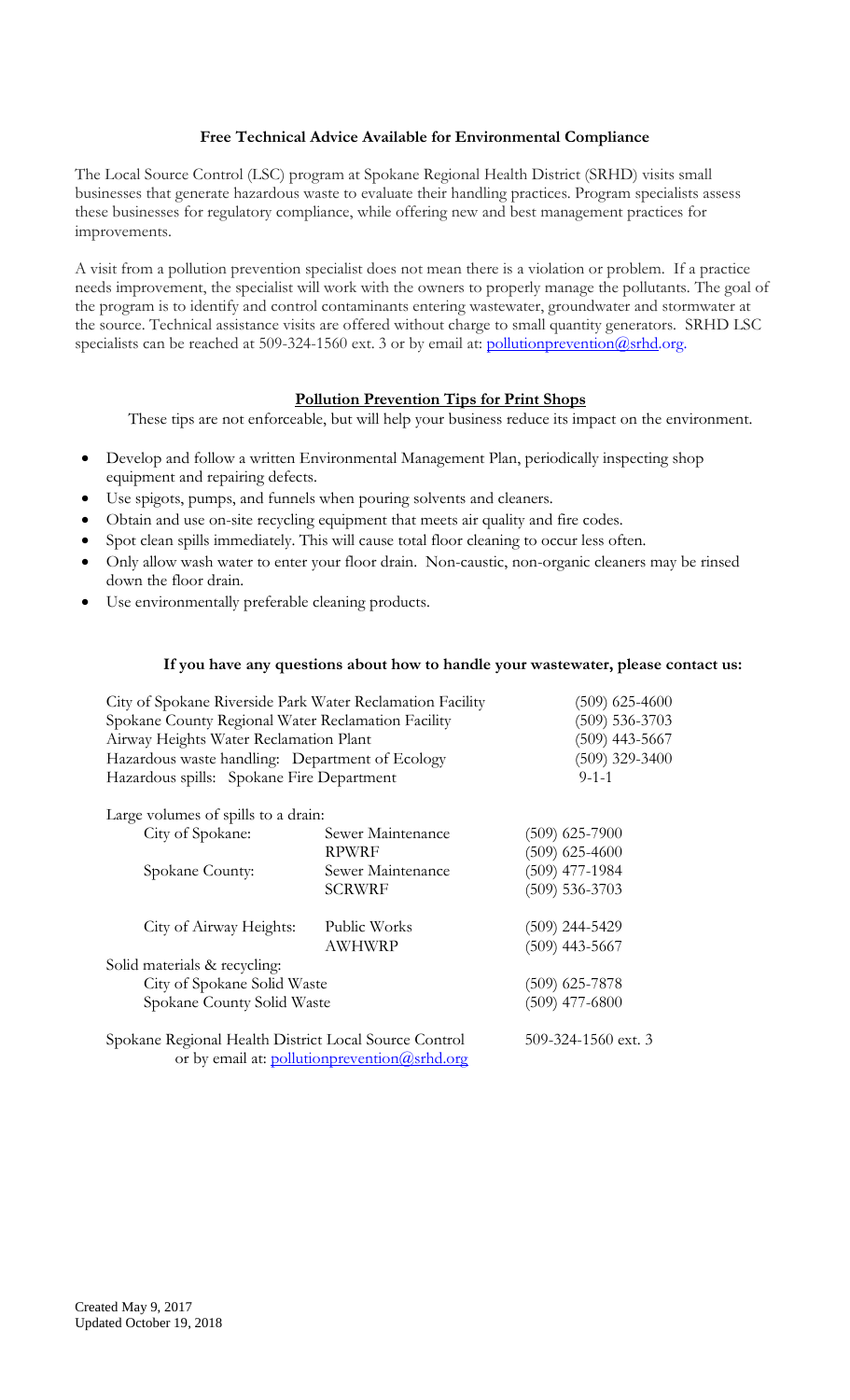**Free Technical Advice Available for Environmental Compliance**

The Local Source Control (LSC) program at Spokane Regional Health District (SRHD) visits small businesses that generate hazardous waste to evaluate their handling practices. Program specialists assess these businesses for regulatory compliance, while offering new and best management practices for improvements.

A visit from a pollution prevention specialist does not mean there is a violation or problem. If a practice needs improvement, the specialist will work with the owners to properly manage the pollutants. The goal of the program is to identify and control contaminants entering wastewater, groundwater and stormwater at the source. Technical assistance visits are offered without charge to small quantity generators. SRHD LSC specialists can be reached at 509-324-1560 ext. 3 or by email at: pollutionprevention@srhd.org.

**Pollution Prevention Tips for Print Shops**

These tips are not enforceable, but will help your business reduce its impact on the environment.

- Develop and follow a written Environmental Management Plan, periodically inspecting shop equipment and repairing defects.
- Use spigots, pumps, and funnels when pouring solvents and cleaners.
- Obtain and use on-site recycling equipment that meets air quality and fire codes.
- Spot clean spills immediately. This will cause total floor cleaning to occur less often.
- Only allow wash water to enter your floor drain. Non-caustic, non-organic cleaners may be rinsed down the floor drain.
- Use environmentally preferable cleaning products.

**If you have any questions about how to handle your wastewater, please contact us:**

| | | |
|---|---|---|
| City of Spokane Riverside Park Water Reclamation Facility | | (509) 625-4600 |
| Spokane County Regional Water Reclamation Facility | | (509) 536-3703 |
| Airway Heights Water Reclamation Plant | | (509) 443-5667 |
| Hazardous waste handling: Department of Ecology | | (509) 329-3400 |
| Hazardous spills: Spokane Fire Department | | 9-1-1 |
| Large volumes of spills to a drain: | | |
| City of Spokane: | Sewer Maintenance | (509) 625-7900 |
| | RPWRF | (509) 625-4600 |
| Spokane County: | Sewer Maintenance | (509) 477-1984 |
| | SCRWRF | (509) 536-3703 |
| City of Airway Heights: | Public Works | (509) 244-5429 |
| | AWHWRP | (509) 443-5667 |
| Solid materials & recycling: | | |
| City of Spokane Solid Waste | | (509) 625-7878 |
| Spokane County Solid Waste | | (509) 477-6800 |
| Spokane Regional Health District Local Source Control or by email at: pollutionprevention@srhd.org | | 509-324-1560 ext. 3 |

Created May 9, 2017
Updated October 19, 2018